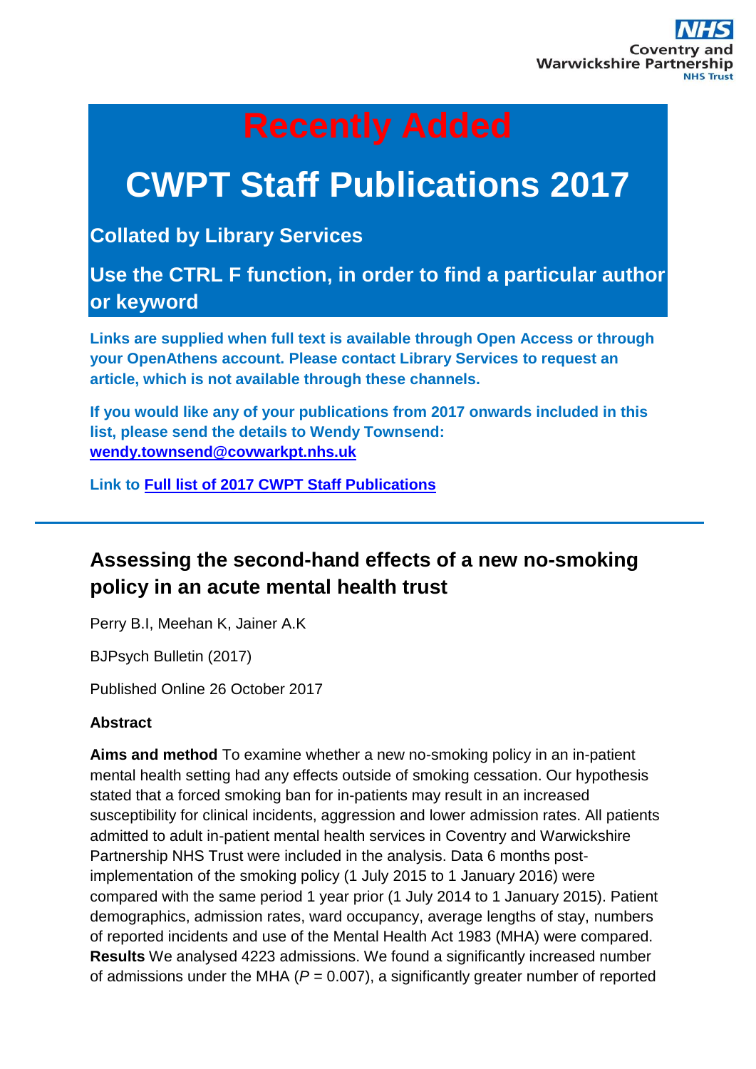# Recently Added

# CWPT Staff Publications 2017

**Collated by Library Services**

**Use the CTRL F function, in order to find a particular author or keyword**

**Links are supplied when full text is available through Open Access or through your OpenAthens account. Please contact Library Services to request an article, which is not available through these channels.**

**If you would like any of your publications from 2017 onwards included in this list, please send the details to Wendy Townsend: [wendy.townsend@covwarkpt.nhs.uk](mailto:wendy.townsend@covwarkpt.nhs.uk)**

**Link to [Full list of 2017 CWPT Staff Publications]()**

---

## Assessing the second-hand effects of a new no-smoking policy in an acute mental health trust

Perry B.I, Meehan K, Jainer A.K

BJPsych Bulletin (2017)

Published Online 26 October 2017

**Abstract**

**Aims and method** To examine whether a new no-smoking policy in an in-patient mental health setting had any effects outside of smoking cessation. Our hypothesis stated that a forced smoking ban for in-patients may result in an increased susceptibility for clinical incidents, aggression and lower admission rates. All patients admitted to adult in-patient mental health services in Coventry and Warwickshire Partnership NHS Trust were included in the analysis. Data 6 months post-implementation of the smoking policy (1 July 2015 to 1 January 2016) were compared with the same period 1 year prior (1 July 2014 to 1 January 2015). Patient demographics, admission rates, ward occupancy, average lengths of stay, numbers of reported incidents and use of the Mental Health Act 1983 (MHA) were compared. **Results** We analysed 4223 admissions. We found a significantly increased number of admissions under the MHA (*P* = 0.007), a significantly greater number of reported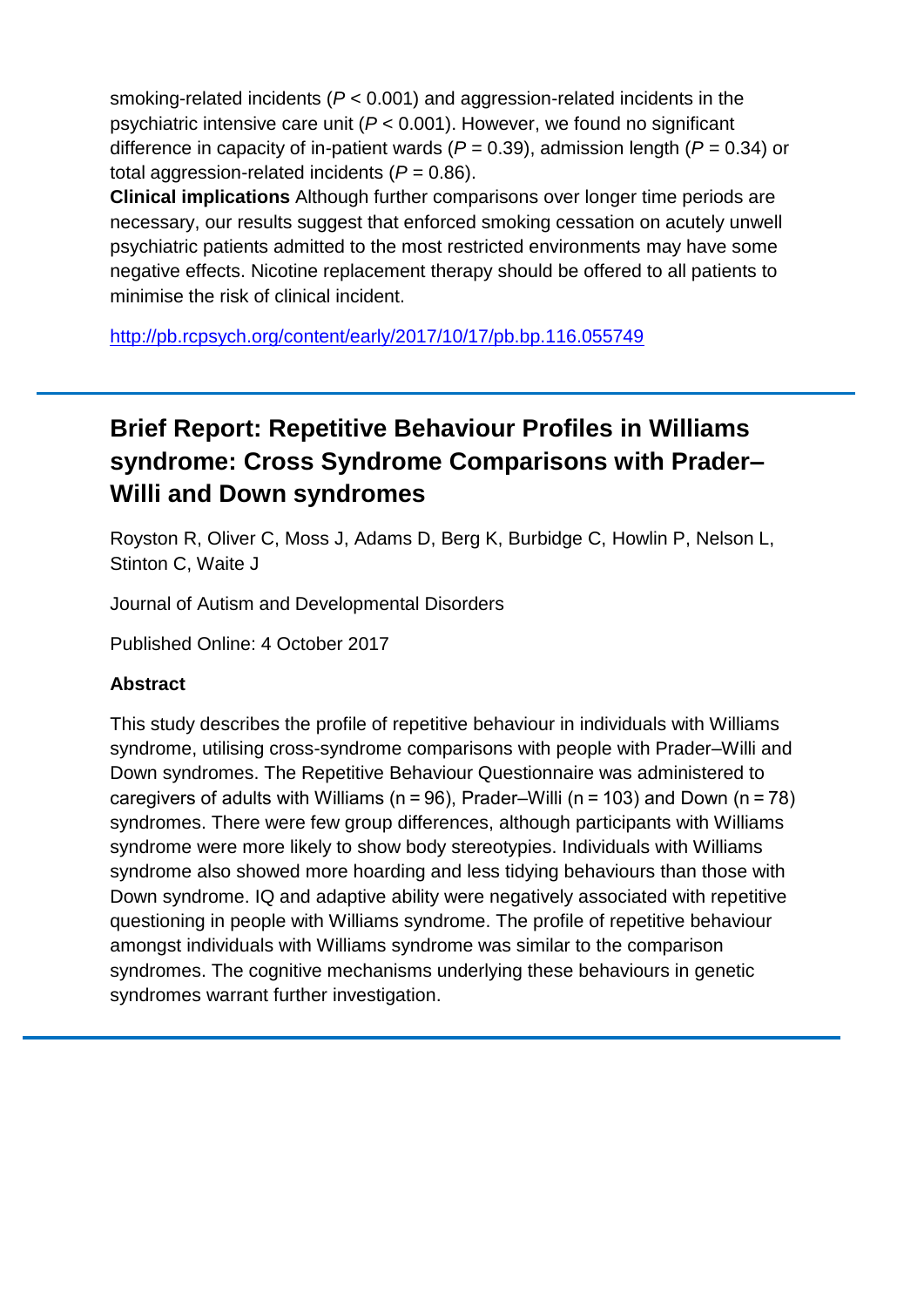smoking-related incidents ($P < 0.001$) and aggression-related incidents in the psychiatric intensive care unit ($P < 0.001$). However, we found no significant difference in capacity of in-patient wards ($P = 0.39$), admission length ($P = 0.34$) or total aggression-related incidents ($P = 0.86$).

**Clinical implications** Although further comparisons over longer time periods are necessary, our results suggest that enforced smoking cessation on acutely unwell psychiatric patients admitted to the most restricted environments may have some negative effects. Nicotine replacement therapy should be offered to all patients to minimise the risk of clinical incident.

http://pb.rcpsych.org/content/early/2017/10/17/pb.bp.116.055749

---

## Brief Report: Repetitive Behaviour Profiles in Williams syndrome: Cross Syndrome Comparisons with Prader–Willi and Down syndromes

Royston R, Oliver C, Moss J, Adams D, Berg K, Burbidge C, Howlin P, Nelson L, Stinton C, Waite J

Journal of Autism and Developmental Disorders

Published Online: 4 October 2017

### Abstract

This study describes the profile of repetitive behaviour in individuals with Williams syndrome, utilising cross-syndrome comparisons with people with Prader–Willi and Down syndromes. The Repetitive Behaviour Questionnaire was administered to caregivers of adults with Williams (n = 96), Prader–Willi (n = 103) and Down (n = 78) syndromes. There were few group differences, although participants with Williams syndrome were more likely to show body stereotypies. Individuals with Williams syndrome also showed more hoarding and less tidying behaviours than those with Down syndrome. IQ and adaptive ability were negatively associated with repetitive questioning in people with Williams syndrome. The profile of repetitive behaviour amongst individuals with Williams syndrome was similar to the comparison syndromes. The cognitive mechanisms underlying these behaviours in genetic syndromes warrant further investigation.

---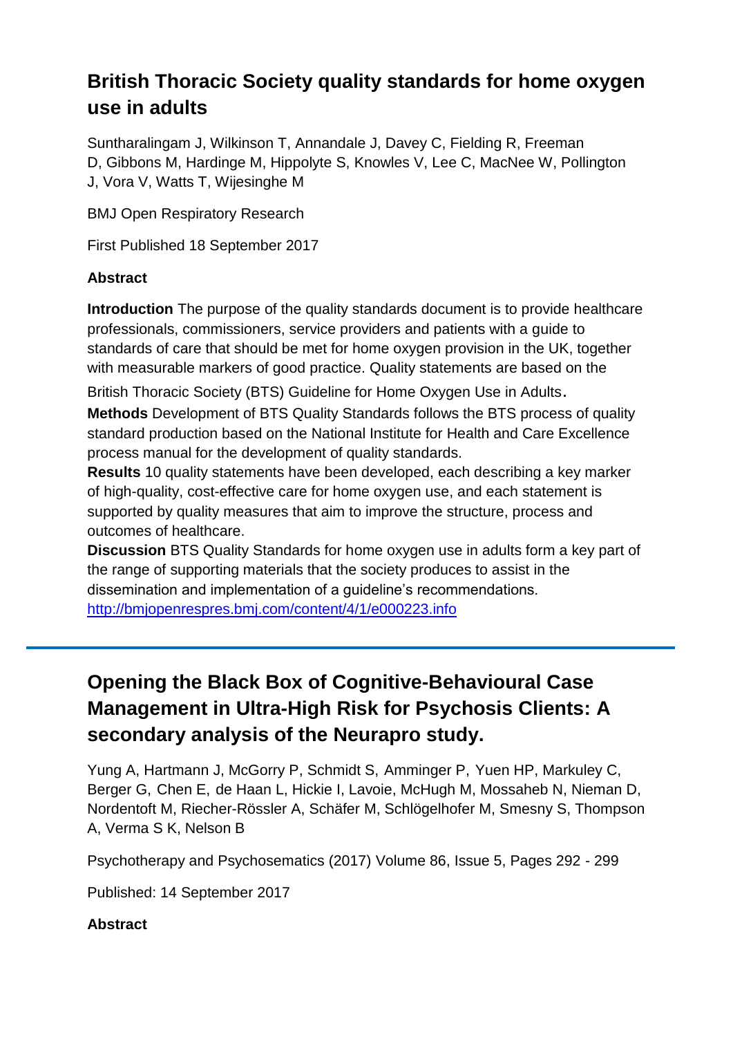## British Thoracic Society quality standards for home oxygen use in adults

Suntharalingam J, Wilkinson T, Annandale J, Davey C, Fielding R, Freeman D, Gibbons M, Hardinge M, Hippolyte S, Knowles V, Lee C, MacNee W, Pollington J, Vora V, Watts T, Wijesinghe M

BMJ Open Respiratory Research

First Published 18 September 2017

### Abstract

**Introduction** The purpose of the quality standards document is to provide healthcare professionals, commissioners, service providers and patients with a guide to standards of care that should be met for home oxygen provision in the UK, together with measurable markers of good practice. Quality statements are based on the British Thoracic Society (BTS) Guideline for Home Oxygen Use in Adults.

**Methods** Development of BTS Quality Standards follows the BTS process of quality standard production based on the National Institute for Health and Care Excellence process manual for the development of quality standards.

**Results** 10 quality statements have been developed, each describing a key marker of high-quality, cost-effective care for home oxygen use, and each statement is supported by quality measures that aim to improve the structure, process and outcomes of healthcare.

**Discussion** BTS Quality Standards for home oxygen use in adults form a key part of the range of supporting materials that the society produces to assist in the dissemination and implementation of a guideline's recommendations.
[http://bmjopenrespres.bmj.com/content/4/1/e000223.info](http://bmjopenrespres.bmj.com/content/4/1/e000223.info)

---

## Opening the Black Box of Cognitive-Behavioural Case Management in Ultra-High Risk for Psychosis Clients: A secondary analysis of the Neurapro study.

Yung A, Hartmann J, McGorry P, Schmidt S, Amminger P, Yuen HP, Markuley C, Berger G, Chen E, de Haan L, Hickie I, Lavoie, McHugh M, Mossaheb N, Nieman D, Nordentoft M, Riecher-Rössler A, Schäfer M, Schlögelhofer M, Smesny S, Thompson A, Verma S K, Nelson B

Psychotherapy and Psychosematics (2017) Volume 86, Issue 5, Pages 292 - 299

Published: 14 September 2017

### Abstract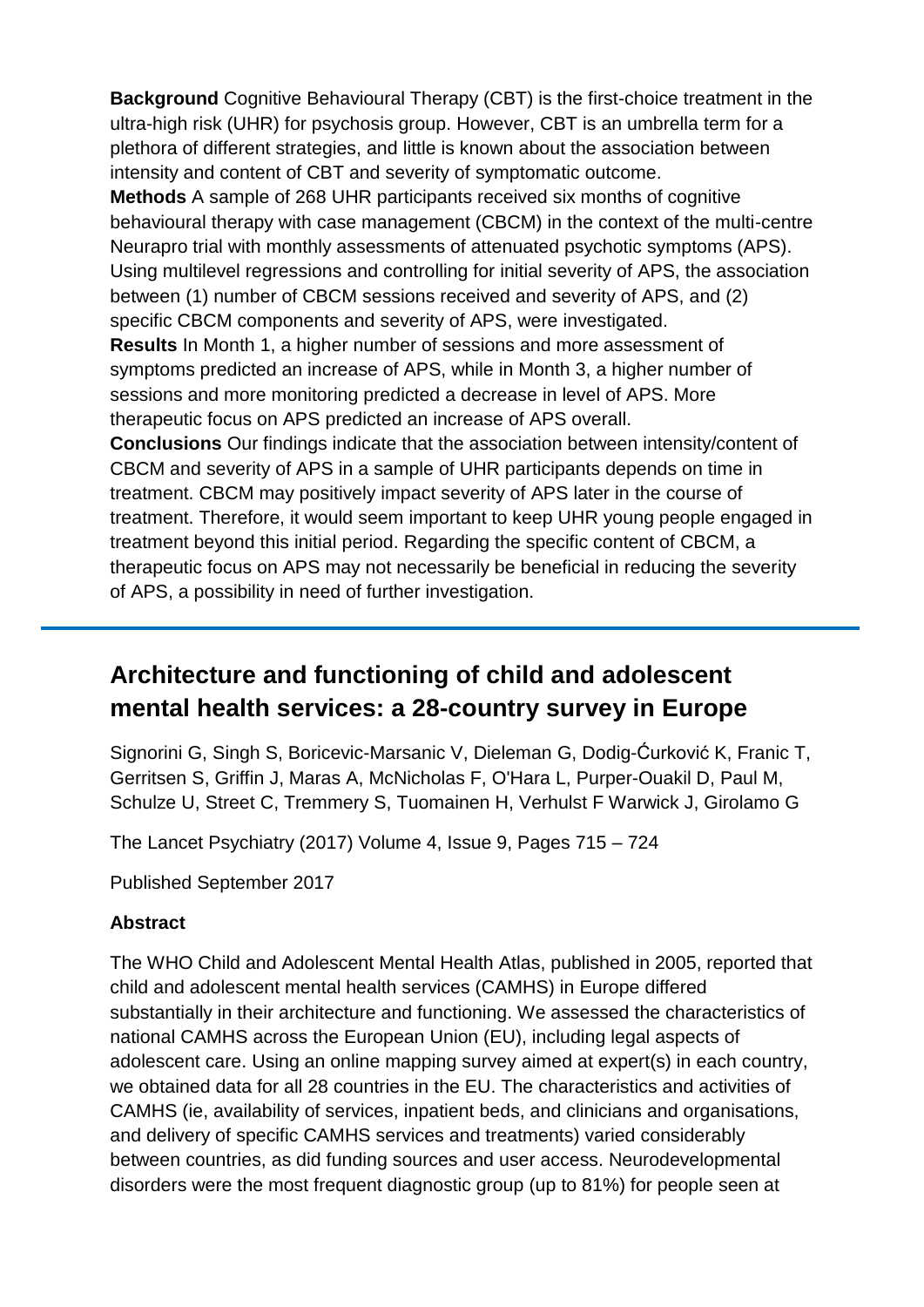**Background** Cognitive Behavioural Therapy (CBT) is the first-choice treatment in the ultra-high risk (UHR) for psychosis group. However, CBT is an umbrella term for a plethora of different strategies, and little is known about the association between intensity and content of CBT and severity of symptomatic outcome.

**Methods** A sample of 268 UHR participants received six months of cognitive behavioural therapy with case management (CBCM) in the context of the multi-centre Neurapro trial with monthly assessments of attenuated psychotic symptoms (APS). Using multilevel regressions and controlling for initial severity of APS, the association between (1) number of CBCM sessions received and severity of APS, and (2) specific CBCM components and severity of APS, were investigated.

**Results** In Month 1, a higher number of sessions and more assessment of symptoms predicted an increase of APS, while in Month 3, a higher number of sessions and more monitoring predicted a decrease in level of APS. More therapeutic focus on APS predicted an increase of APS overall.

**Conclusions** Our findings indicate that the association between intensity/content of CBCM and severity of APS in a sample of UHR participants depends on time in treatment. CBCM may positively impact severity of APS later in the course of treatment. Therefore, it would seem important to keep UHR young people engaged in treatment beyond this initial period. Regarding the specific content of CBCM, a therapeutic focus on APS may not necessarily be beneficial in reducing the severity of APS, a possibility in need of further investigation.

---

## Architecture and functioning of child and adolescent mental health services: a 28-country survey in Europe

Signorini G, Singh S, Boricevic-Marsanic V, Dieleman G, Dodig-Ćurković K, Franic T, Gerritsen S, Griffin J, Maras A, McNicholas F, O'Hara L, Purper-Ouakil D, Paul M, Schulze U, Street C, Tremmery S, Tuomainen H, Verhulst F Warwick J, Girolamo G

The Lancet Psychiatry (2017) Volume 4, Issue 9, Pages 715 – 724

Published September 2017

**Abstract**

The WHO Child and Adolescent Mental Health Atlas, published in 2005, reported that child and adolescent mental health services (CAMHS) in Europe differed substantially in their architecture and functioning. We assessed the characteristics of national CAMHS across the European Union (EU), including legal aspects of adolescent care. Using an online mapping survey aimed at expert(s) in each country, we obtained data for all 28 countries in the EU. The characteristics and activities of CAMHS (ie, availability of services, inpatient beds, and clinicians and organisations, and delivery of specific CAMHS services and treatments) varied considerably between countries, as did funding sources and user access. Neurodevelopmental disorders were the most frequent diagnostic group (up to 81%) for people seen at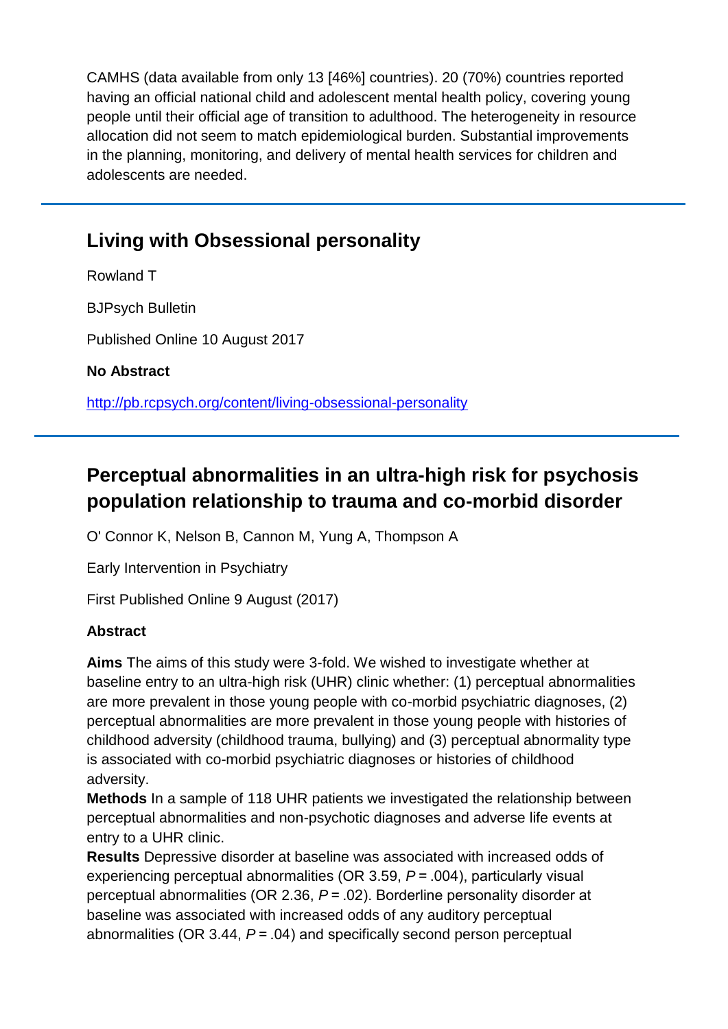CAMHS (data available from only 13 [46%] countries). 20 (70%) countries reported having an official national child and adolescent mental health policy, covering young people until their official age of transition to adulthood. The heterogeneity in resource allocation did not seem to match epidemiological burden. Substantial improvements in the planning, monitoring, and delivery of mental health services for children and adolescents are needed.

## Living with Obsessional personality

Rowland T

BJPsych Bulletin

Published Online 10 August 2017

**No Abstract**

http://pb.rcpsych.org/content/living-obsessional-personality

## Perceptual abnormalities in an ultra-high risk for psychosis population relationship to trauma and co-morbid disorder

O' Connor K, Nelson B, Cannon M, Yung A, Thompson A

Early Intervention in Psychiatry

First Published Online 9 August (2017)

**Abstract**

**Aims** The aims of this study were 3-fold. We wished to investigate whether at baseline entry to an ultra-high risk (UHR) clinic whether: (1) perceptual abnormalities are more prevalent in those young people with co-morbid psychiatric diagnoses, (2) perceptual abnormalities are more prevalent in those young people with histories of childhood adversity (childhood trauma, bullying) and (3) perceptual abnormality type is associated with co-morbid psychiatric diagnoses or histories of childhood adversity.

**Methods** In a sample of 118 UHR patients we investigated the relationship between perceptual abnormalities and non-psychotic diagnoses and adverse life events at entry to a UHR clinic.

**Results** Depressive disorder at baseline was associated with increased odds of experiencing perceptual abnormalities (OR 3.59, $P = .004$), particularly visual perceptual abnormalities (OR 2.36, $P = .02$). Borderline personality disorder at baseline was associated with increased odds of any auditory perceptual abnormalities (OR 3.44, $P = .04$) and specifically second person perceptual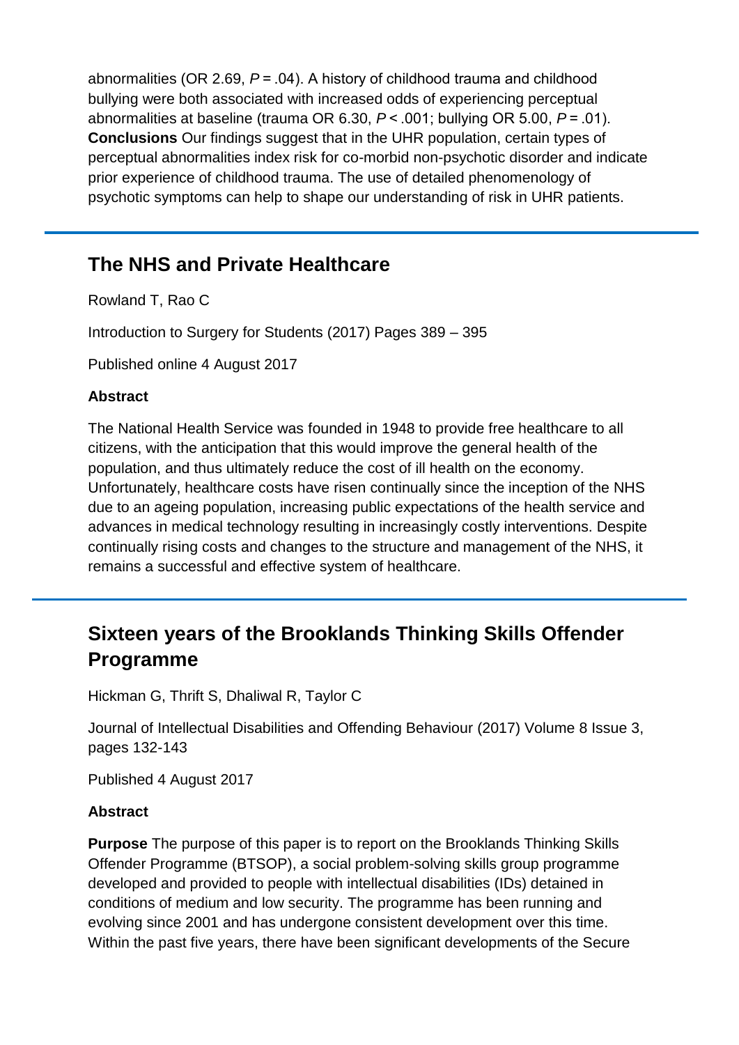abnormalities (OR 2.69, $P = .04$). A history of childhood trauma and childhood bullying were both associated with increased odds of experiencing perceptual abnormalities at baseline (trauma OR 6.30, $P < .001$; bullying OR 5.00, $P = .01$). **Conclusions** Our findings suggest that in the UHR population, certain types of perceptual abnormalities index risk for co-morbid non-psychotic disorder and indicate prior experience of childhood trauma. The use of detailed phenomenology of psychotic symptoms can help to shape our understanding of risk in UHR patients.

---

## The NHS and Private Healthcare

Rowland T, Rao C

Introduction to Surgery for Students (2017) Pages 389 – 395

Published online 4 August 2017

### Abstract

The National Health Service was founded in 1948 to provide free healthcare to all citizens, with the anticipation that this would improve the general health of the population, and thus ultimately reduce the cost of ill health on the economy. Unfortunately, healthcare costs have risen continually since the inception of the NHS due to an ageing population, increasing public expectations of the health service and advances in medical technology resulting in increasingly costly interventions. Despite continually rising costs and changes to the structure and management of the NHS, it remains a successful and effective system of healthcare.

---

## Sixteen years of the Brooklands Thinking Skills Offender Programme

Hickman G, Thrift S, Dhaliwal R, Taylor C

Journal of Intellectual Disabilities and Offending Behaviour (2017) Volume 8 Issue 3, pages 132-143

Published 4 August 2017

### Abstract

**Purpose** The purpose of this paper is to report on the Brooklands Thinking Skills Offender Programme (BTSOP), a social problem-solving skills group programme developed and provided to people with intellectual disabilities (IDs) detained in conditions of medium and low security. The programme has been running and evolving since 2001 and has undergone consistent development over this time. Within the past five years, there have been significant developments of the Secure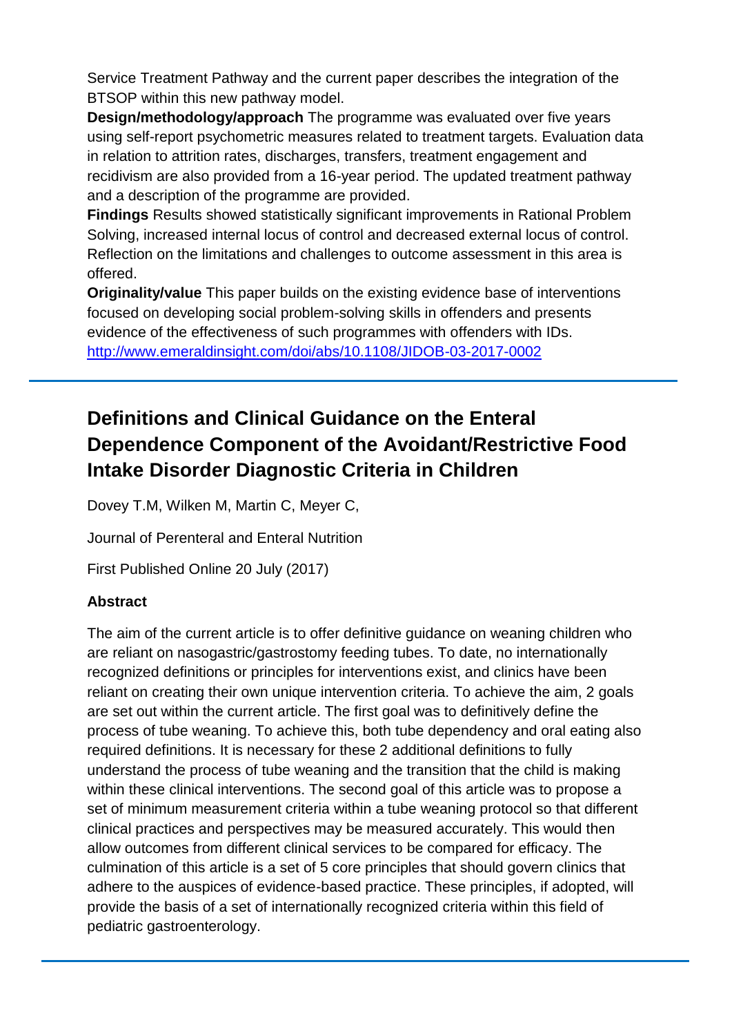Service Treatment Pathway and the current paper describes the integration of the BTSOP within this new pathway model.

**Design/methodology/approach** The programme was evaluated over five years using self-report psychometric measures related to treatment targets. Evaluation data in relation to attrition rates, discharges, transfers, treatment engagement and recidivism are also provided from a 16-year period. The updated treatment pathway and a description of the programme are provided.

**Findings** Results showed statistically significant improvements in Rational Problem Solving, increased internal locus of control and decreased external locus of control. Reflection on the limitations and challenges to outcome assessment in this area is offered.

**Originality/value** This paper builds on the existing evidence base of interventions focused on developing social problem-solving skills in offenders and presents evidence of the effectiveness of such programmes with offenders with IDs. http://www.emeraldinsight.com/doi/abs/10.1108/JIDOB-03-2017-0002

---

## Definitions and Clinical Guidance on the Enteral Dependence Component of the Avoidant/Restrictive Food Intake Disorder Diagnostic Criteria in Children

Dovey T.M, Wilken M, Martin C, Meyer C,

Journal of Perenteral and Enteral Nutrition

First Published Online 20 July (2017)

### Abstract

The aim of the current article is to offer definitive guidance on weaning children who are reliant on nasogastric/gastrostomy feeding tubes. To date, no internationally recognized definitions or principles for interventions exist, and clinics have been reliant on creating their own unique intervention criteria. To achieve the aim, 2 goals are set out within the current article. The first goal was to definitively define the process of tube weaning. To achieve this, both tube dependency and oral eating also required definitions. It is necessary for these 2 additional definitions to fully understand the process of tube weaning and the transition that the child is making within these clinical interventions. The second goal of this article was to propose a set of minimum measurement criteria within a tube weaning protocol so that different clinical practices and perspectives may be measured accurately. This would then allow outcomes from different clinical services to be compared for efficacy. The culmination of this article is a set of 5 core principles that should govern clinics that adhere to the auspices of evidence-based practice. These principles, if adopted, will provide the basis of a set of internationally recognized criteria within this field of pediatric gastroenterology.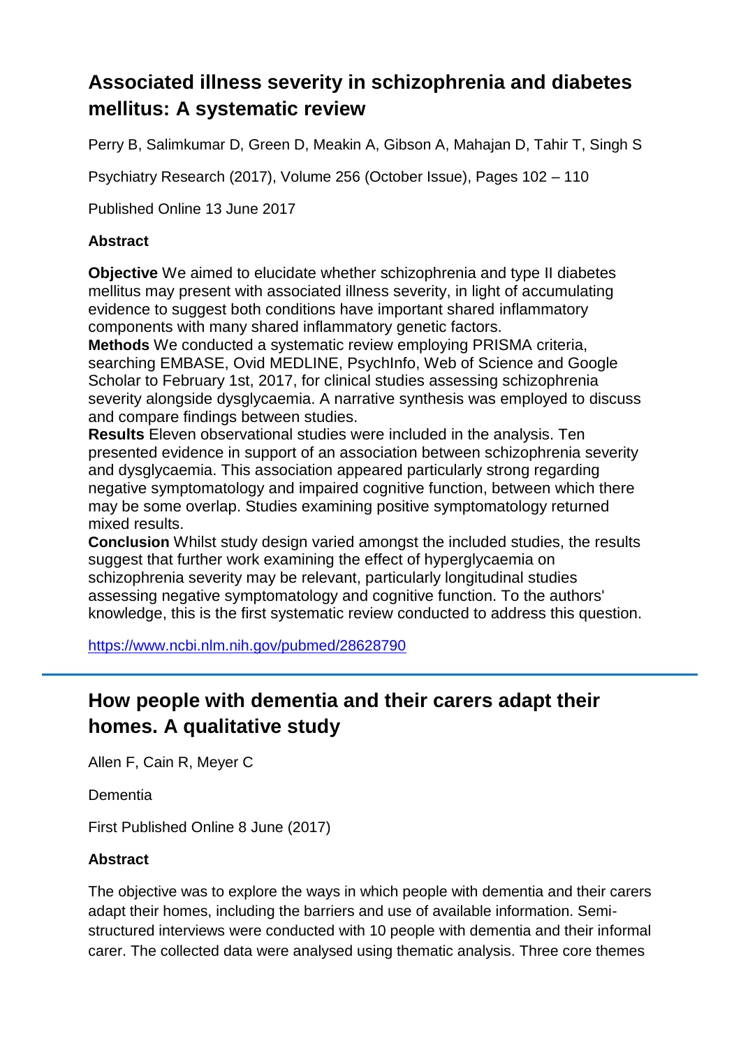## Associated illness severity in schizophrenia and diabetes mellitus: A systematic review

Perry B, Salimkumar D, Green D, Meakin A, Gibson A, Mahajan D, Tahir T, Singh S

Psychiatry Research (2017), Volume 256 (October Issue), Pages 102 – 110

Published Online 13 June 2017

### Abstract

**Objective** We aimed to elucidate whether schizophrenia and type II diabetes mellitus may present with associated illness severity, in light of accumulating evidence to suggest both conditions have important shared inflammatory components with many shared inflammatory genetic factors.
**Methods** We conducted a systematic review employing PRISMA criteria, searching EMBASE, Ovid MEDLINE, PsychInfo, Web of Science and Google Scholar to February 1st, 2017, for clinical studies assessing schizophrenia severity alongside dysglycaemia. A narrative synthesis was employed to discuss and compare findings between studies.
**Results** Eleven observational studies were included in the analysis. Ten presented evidence in support of an association between schizophrenia severity and dysglycaemia. This association appeared particularly strong regarding negative symptomatology and impaired cognitive function, between which there may be some overlap. Studies examining positive symptomatology returned mixed results.
**Conclusion** Whilst study design varied amongst the included studies, the results suggest that further work examining the effect of hyperglycaemia on schizophrenia severity may be relevant, particularly longitudinal studies assessing negative symptomatology and cognitive function. To the authors' knowledge, this is the first systematic review conducted to address this question.

https://www.ncbi.nlm.nih.gov/pubmed/28628790

---

## How people with dementia and their carers adapt their homes. A qualitative study

Allen F, Cain R, Meyer C

Dementia

First Published Online 8 June (2017)

### Abstract

The objective was to explore the ways in which people with dementia and their carers adapt their homes, including the barriers and use of available information. Semi-structured interviews were conducted with 10 people with dementia and their informal carer. The collected data were analysed using thematic analysis. Three core themes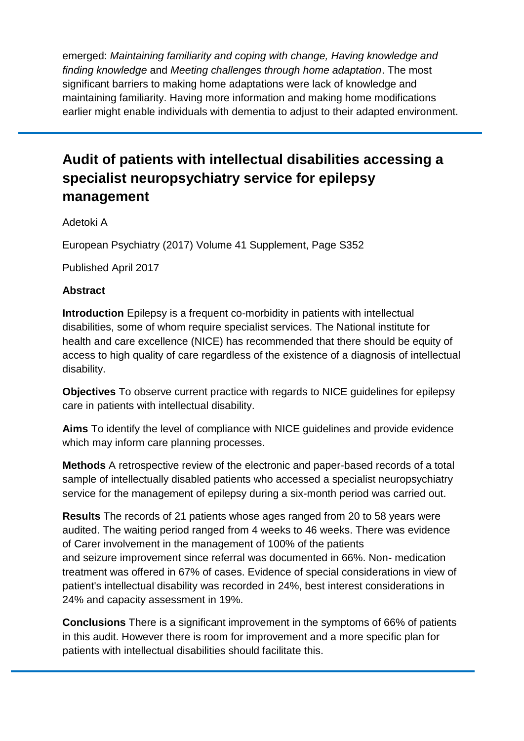emerged: *Maintaining familiarity and coping with change, Having knowledge and finding knowledge* and *Meeting challenges through home adaptation*. The most significant barriers to making home adaptations were lack of knowledge and maintaining familiarity. Having more information and making home modifications earlier might enable individuals with dementia to adjust to their adapted environment.

---

## Audit of patients with intellectual disabilities accessing a specialist neuropsychiatry service for epilepsy management

Adetoki A

European Psychiatry (2017) Volume 41 Supplement, Page S352

Published April 2017

**Abstract**

**Introduction** Epilepsy is a frequent co-morbidity in patients with intellectual disabilities, some of whom require specialist services. The National institute for health and care excellence (NICE) has recommended that there should be equity of access to high quality of care regardless of the existence of a diagnosis of intellectual disability.

**Objectives** To observe current practice with regards to NICE guidelines for epilepsy care in patients with intellectual disability.

**Aims** To identify the level of compliance with NICE guidelines and provide evidence which may inform care planning processes.

**Methods** A retrospective review of the electronic and paper-based records of a total sample of intellectually disabled patients who accessed a specialist neuropsychiatry service for the management of epilepsy during a six-month period was carried out.

**Results** The records of 21 patients whose ages ranged from 20 to 58 years were audited. The waiting period ranged from 4 weeks to 46 weeks. There was evidence of Carer involvement in the management of 100% of the patients and seizure improvement since referral was documented in 66%. Non- medication treatment was offered in 67% of cases. Evidence of special considerations in view of patient's intellectual disability was recorded in 24%, best interest considerations in 24% and capacity assessment in 19%.

**Conclusions** There is a significant improvement in the symptoms of 66% of patients in this audit. However there is room for improvement and a more specific plan for patients with intellectual disabilities should facilitate this.

---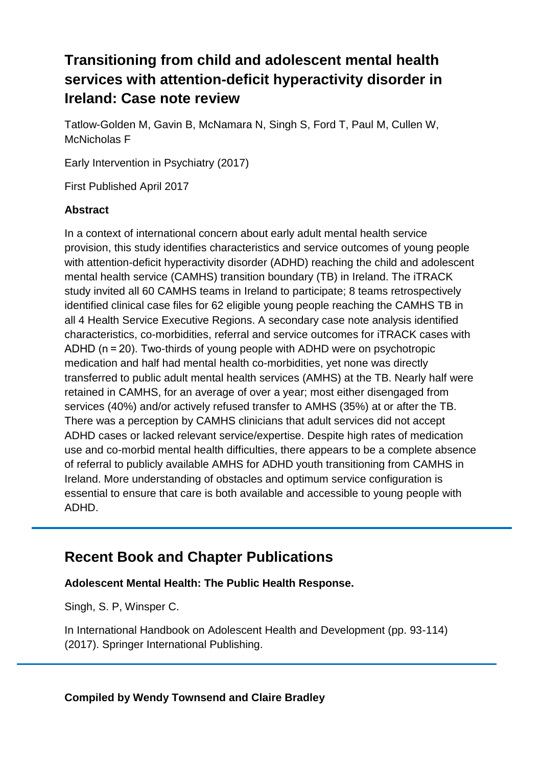## Transitioning from child and adolescent mental health services with attention-deficit hyperactivity disorder in Ireland: Case note review

Tatlow-Golden M, Gavin B, McNamara N, Singh S, Ford T, Paul M, Cullen W, McNicholas F

Early Intervention in Psychiatry (2017)

First Published April 2017

**Abstract**

In a context of international concern about early adult mental health service provision, this study identifies characteristics and service outcomes of young people with attention-deficit hyperactivity disorder (ADHD) reaching the child and adolescent mental health service (CAMHS) transition boundary (TB) in Ireland. The iTRACK study invited all 60 CAMHS teams in Ireland to participate; 8 teams retrospectively identified clinical case files for 62 eligible young people reaching the CAMHS TB in all 4 Health Service Executive Regions. A secondary case note analysis identified characteristics, co-morbidities, referral and service outcomes for iTRACK cases with ADHD (n = 20). Two-thirds of young people with ADHD were on psychotropic medication and half had mental health co-morbidities, yet none was directly transferred to public adult mental health services (AMHS) at the TB. Nearly half were retained in CAMHS, for an average of over a year; most either disengaged from services (40%) and/or actively refused transfer to AMHS (35%) at or after the TB. There was a perception by CAMHS clinicians that adult services did not accept ADHD cases or lacked relevant service/expertise. Despite high rates of medication use and co-morbid mental health difficulties, there appears to be a complete absence of referral to publicly available AMHS for ADHD youth transitioning from CAMHS in Ireland. More understanding of obstacles and optimum service configuration is essential to ensure that care is both available and accessible to young people with ADHD.

---

## Recent Book and Chapter Publications

**Adolescent Mental Health: The Public Health Response.**

Singh, S. P, Winsper C.

In International Handbook on Adolescent Health and Development (pp. 93-114) (2017). Springer International Publishing.

---

**Compiled by Wendy Townsend and Claire Bradley**